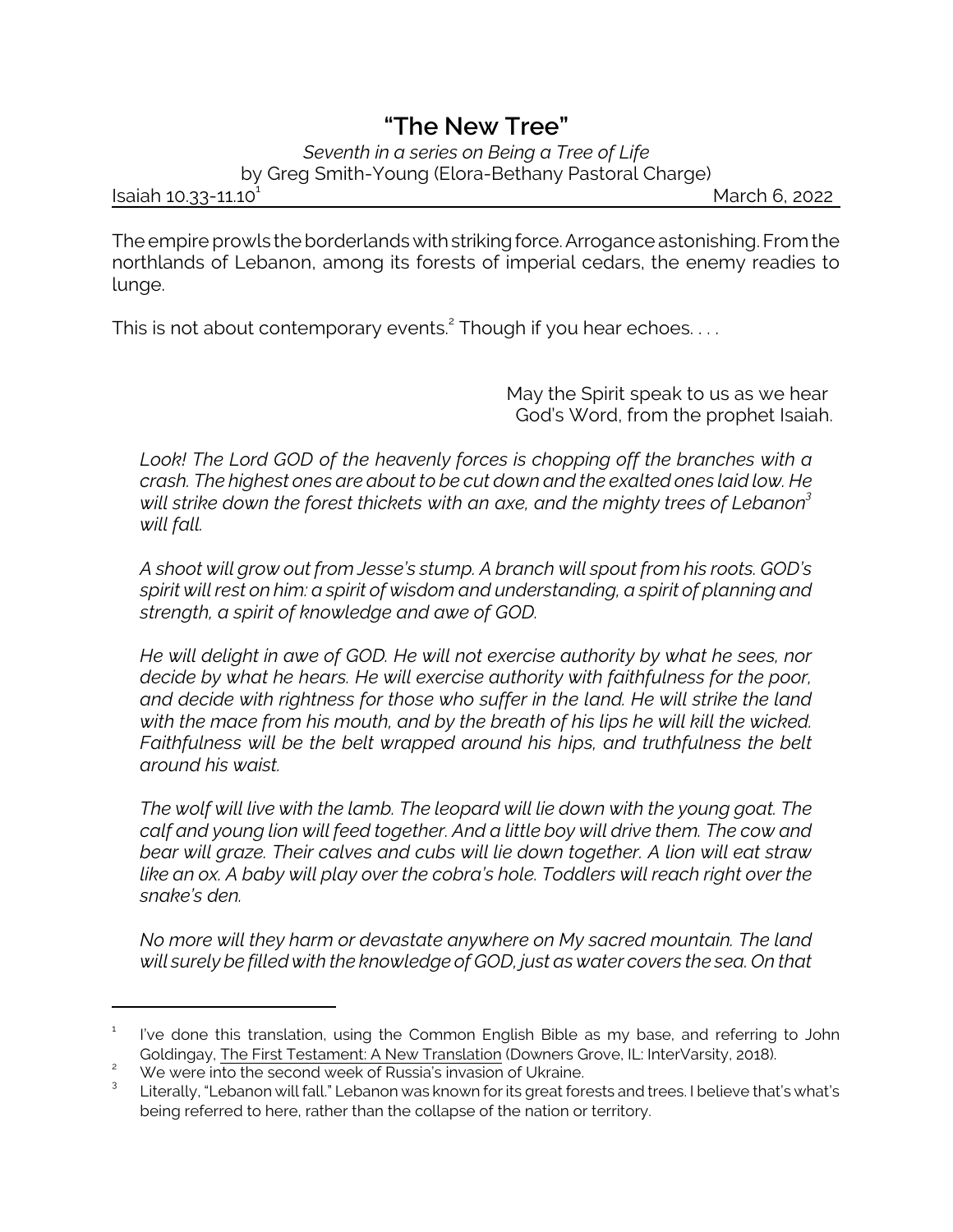# "The New Tree"

*Seventh in a series on Being a Tree of Life*

by Greg Smith-Young (Elora-Bethany Pastoral Charge)

Isaiah 10.33-11.10[1] March 6, 2022

The empire prowls the borderlands with striking force. Arrogance astonishing. From the northlands of Lebanon, among its forests of imperial cedars, the enemy readies to lunge.

This is not about contemporary events.[2] Though if you hear echoes. . . .

May the Spirit speak to us as we hear God's Word, from the prophet Isaiah.

*Look! The Lord GOD of the heavenly forces is chopping off the branches with a crash. The highest ones are about to be cut down and the exalted ones laid low. He will strike down the forest thickets with an axe, and the mighty trees of Lebanon[3] will fall.*

*A shoot will grow out from Jesse's stump. A branch will spout from his roots. GOD's spirit will rest on him: a spirit of wisdom and understanding, a spirit of planning and strength, a spirit of knowledge and awe of GOD.*

*He will delight in awe of GOD. He will not exercise authority by what he sees, nor decide by what he hears. He will exercise authority with faithfulness for the poor, and decide with rightness for those who suffer in the land. He will strike the land with the mace from his mouth, and by the breath of his lips he will kill the wicked. Faithfulness will be the belt wrapped around his hips, and truthfulness the belt around his waist.*

*The wolf will live with the lamb. The leopard will lie down with the young goat. The calf and young lion will feed together. And a little boy will drive them. The cow and bear will graze. Their calves and cubs will lie down together. A lion will eat straw like an ox. A baby will play over the cobra's hole. Toddlers will reach right over the snake's den.*

*No more will they harm or devastate anywhere on My sacred mountain. The land will surely be filled with the knowledge of GOD, just as water covers the sea. On that*

---

[1] I've done this translation, using the Common English Bible as my base, and referring to John Goldingay, The First Testament: A New Translation (Downers Grove, IL: InterVarsity, 2018).

[2] We were into the second week of Russia's invasion of Ukraine.

[3] Literally, "Lebanon will fall." Lebanon was known for its great forests and trees. I believe that's what's being referred to here, rather than the collapse of the nation or territory.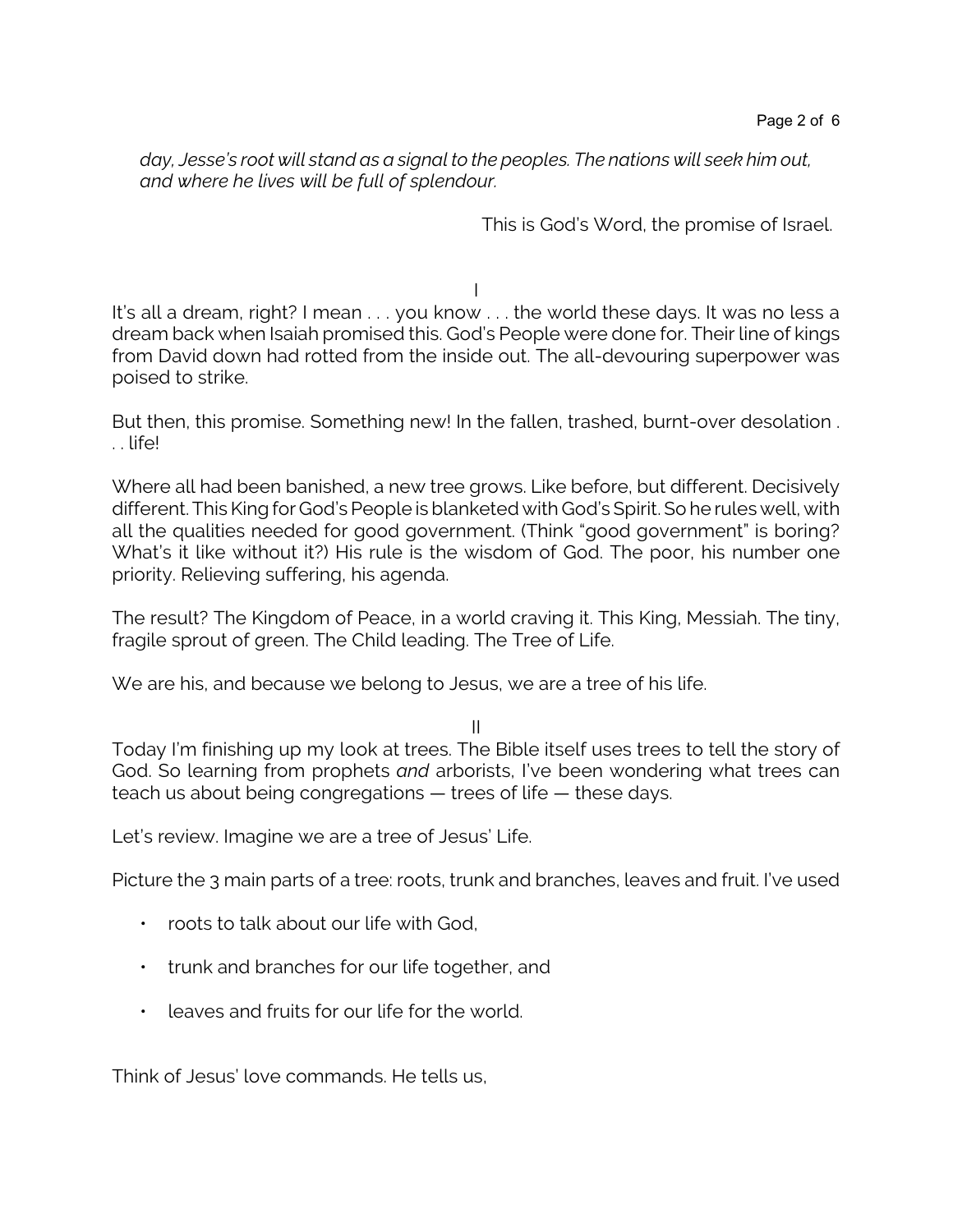*day, Jesse's root will stand as a signal to the peoples. The nations will seek him out, and where he lives will be full of splendour.*

This is God's Word, the promise of Israel.

I

It's all a dream, right? I mean . . . you know . . . the world these days. It was no less a dream back when Isaiah promised this. God's People were done for. Their line of kings from David down had rotted from the inside out. The all-devouring superpower was poised to strike.

But then, this promise. Something new! In the fallen, trashed, burnt-over desolation . . . life!

Where all had been banished, a new tree grows. Like before, but different. Decisively different. This King for God's People is blanketed with God's Spirit. So he rules well, with all the qualities needed for good government. (Think "good government" is boring? What's it like without it?) His rule is the wisdom of God. The poor, his number one priority. Relieving suffering, his agenda.

The result? The Kingdom of Peace, in a world craving it. This King, Messiah. The tiny, fragile sprout of green. The Child leading. The Tree of Life.

We are his, and because we belong to Jesus, we are a tree of his life.

II

Today I'm finishing up my look at trees. The Bible itself uses trees to tell the story of God. So learning from prophets *and* arborists, I've been wondering what trees can teach us about being congregations — trees of life — these days.

Let's review. Imagine we are a tree of Jesus' Life.

Picture the 3 main parts of a tree: roots, trunk and branches, leaves and fruit. I've used

- roots to talk about our life with God,
- trunk and branches for our life together, and
- leaves and fruits for our life for the world.

Think of Jesus' love commands. He tells us,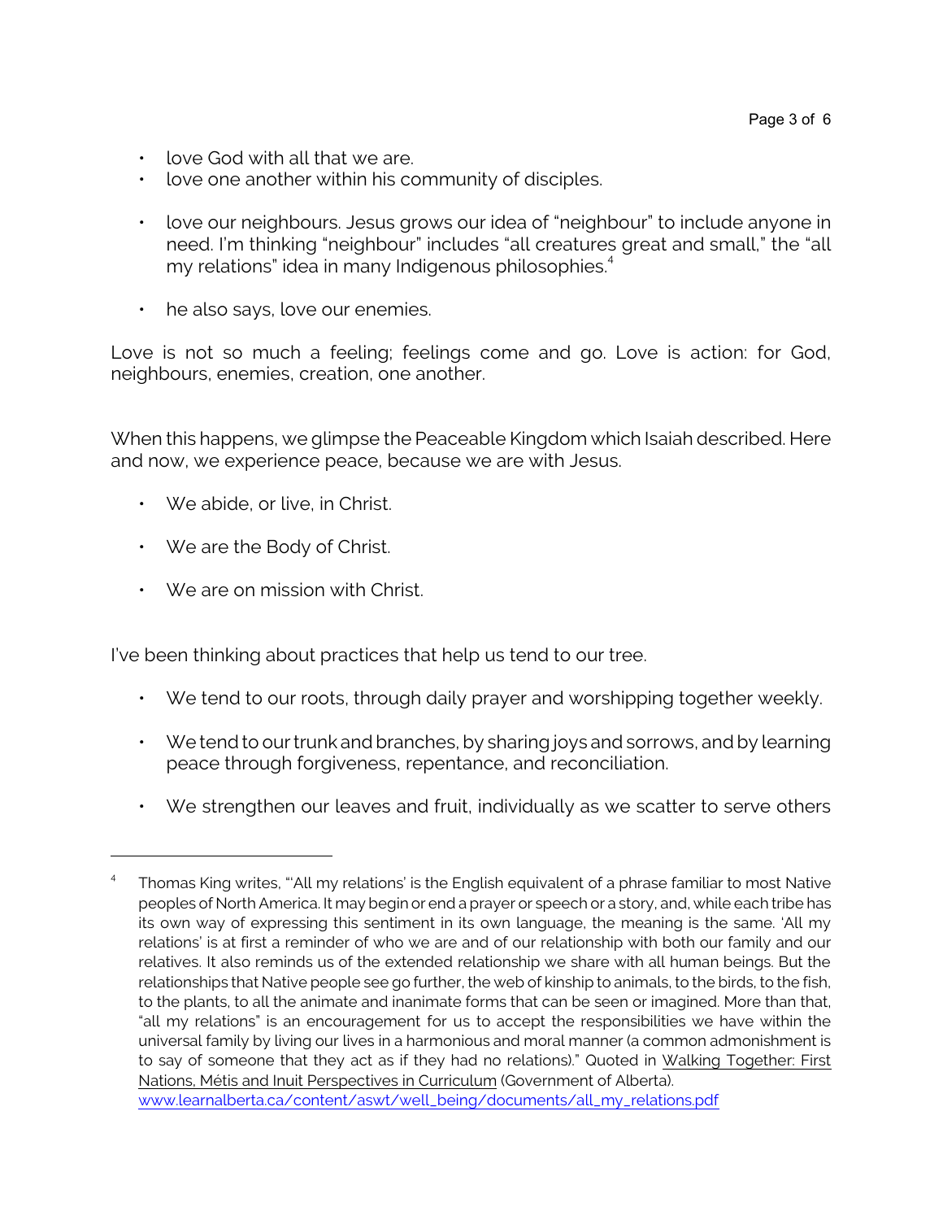- love God with all that we are.
- love one another within his community of disciples.
- love our neighbours. Jesus grows our idea of "neighbour" to include anyone in need. I'm thinking "neighbour" includes "all creatures great and small," the "all my relations" idea in many Indigenous philosophies.[4]
- he also says, love our enemies.

Love is not so much a feeling; feelings come and go. Love is action: for God, neighbours, enemies, creation, one another.

When this happens, we glimpse the Peaceable Kingdom which Isaiah described. Here and now, we experience peace, because we are with Jesus.

- We abide, or live, in Christ.
- We are the Body of Christ.
- We are on mission with Christ.

I've been thinking about practices that help us tend to our tree.

- We tend to our roots, through daily prayer and worshipping together weekly.
- We tend to our trunk and branches, by sharing joys and sorrows, and by learning peace through forgiveness, repentance, and reconciliation.
- We strengthen our leaves and fruit, individually as we scatter to serve others

---

[4] Thomas King writes, "'All my relations' is the English equivalent of a phrase familiar to most Native peoples of North America. It may begin or end a prayer or speech or a story, and, while each tribe has its own way of expressing this sentiment in its own language, the meaning is the same. 'All my relations' is at first a reminder of who we are and of our relationship with both our family and our relatives. It also reminds us of the extended relationship we share with all human beings. But the relationships that Native people see go further, the web of kinship to animals, to the birds, to the fish, to the plants, to all the animate and inanimate forms that can be seen or imagined. More than that, "all my relations" is an encouragement for us to accept the responsibilities we have within the universal family by living our lives in a harmonious and moral manner (a common admonishment is to say of someone that they act as if they had no relations)." Quoted in Walking Together: First Nations, Métis and Inuit Perspectives in Curriculum (Government of Alberta). www.learnalberta.ca/content/aswt/well_being/documents/all_my_relations.pdf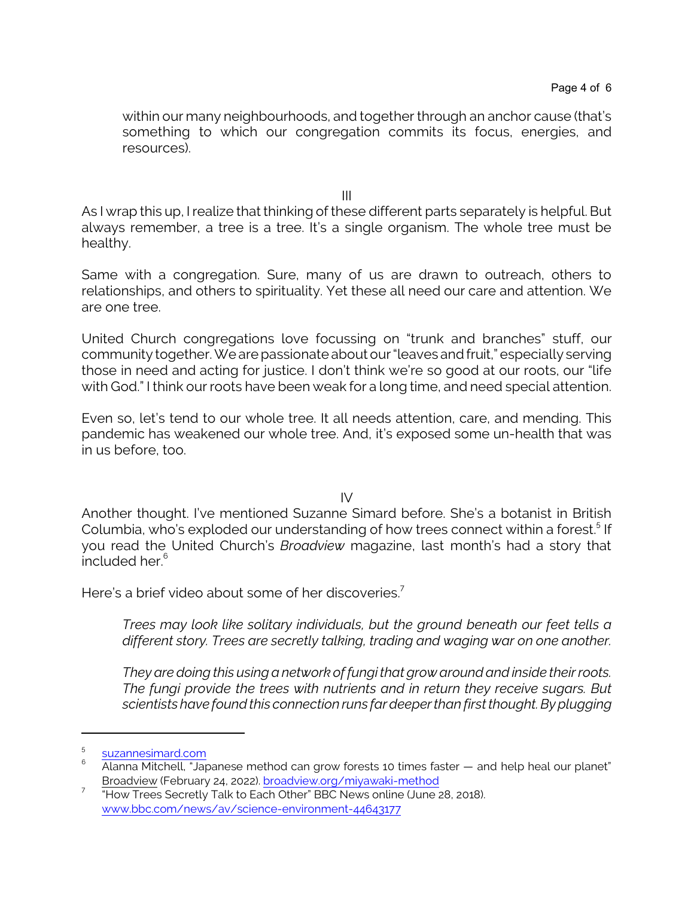> within our many neighbourhoods, and together through an anchor cause (that's something to which our congregation commits its focus, energies, and resources).

III

As I wrap this up, I realize that thinking of these different parts separately is helpful. But always remember, a tree is a tree. It's a single organism. The whole tree must be healthy.

Same with a congregation. Sure, many of us are drawn to outreach, others to relationships, and others to spirituality. Yet these all need our care and attention. We are one tree.

United Church congregations love focussing on "trunk and branches" stuff, our community together. We are passionate about our "leaves and fruit," especially serving those in need and acting for justice. I don't think we're so good at our roots, our "life with God." I think our roots have been weak for a long time, and need special attention.

Even so, let's tend to our whole tree. It all needs attention, care, and mending. This pandemic has weakened our whole tree. And, it's exposed some un-health that was in us before, too.

IV

Another thought. I've mentioned Suzanne Simard before. She's a botanist in British Columbia, who's exploded our understanding of how trees connect within a forest.[5] If you read the United Church's *Broadview* magazine, last month's had a story that included her.[6]

Here's a brief video about some of her discoveries.[7]

> *Trees may look like solitary individuals, but the ground beneath our feet tells a different story. Trees are secretly talking, trading and waging war on one another.*
>
> *They are doing this using a network of fungi that grow around and inside their roots. The fungi provide the trees with nutrients and in return they receive sugars. But scientists have found this connection runs far deeper than first thought. By plugging*

---

[5] suzannesimard.com

[6] Alanna Mitchell, "Japanese method can grow forests 10 times faster — and help heal our planet" Broadview (February 24, 2022). broadview.org/miyawaki-method

[7] "How Trees Secretly Talk to Each Other" BBC News online (June 28, 2018). www.bbc.com/news/av/science-environment-44643177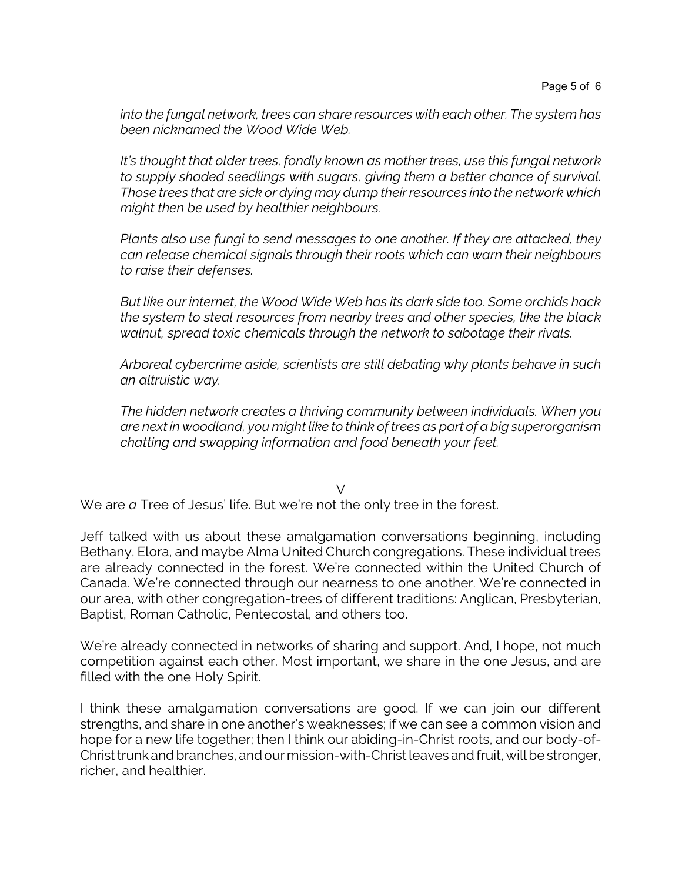*into the fungal network, trees can share resources with each other. The system has been nicknamed the Wood Wide Web.*

*It's thought that older trees, fondly known as mother trees, use this fungal network to supply shaded seedlings with sugars, giving them a better chance of survival. Those trees that are sick or dying may dump their resources into the network which might then be used by healthier neighbours.*

*Plants also use fungi to send messages to one another. If they are attacked, they can release chemical signals through their roots which can warn their neighbours to raise their defenses.*

*But like our internet, the Wood Wide Web has its dark side too. Some orchids hack the system to steal resources from nearby trees and other species, like the black walnut, spread toxic chemicals through the network to sabotage their rivals.*

*Arboreal cybercrime aside, scientists are still debating why plants behave in such an altruistic way.*

*The hidden network creates a thriving community between individuals. When you are next in woodland, you might like to think of trees as part of a big superorganism chatting and swapping information and food beneath your feet.*

V

We are *a* Tree of Jesus' life. But we're not the only tree in the forest.

Jeff talked with us about these amalgamation conversations beginning, including Bethany, Elora, and maybe Alma United Church congregations. These individual trees are already connected in the forest. We're connected within the United Church of Canada. We're connected through our nearness to one another. We're connected in our area, with other congregation-trees of different traditions: Anglican, Presbyterian, Baptist, Roman Catholic, Pentecostal, and others too.

We're already connected in networks of sharing and support. And, I hope, not much competition against each other. Most important, we share in the one Jesus, and are filled with the one Holy Spirit.

I think these amalgamation conversations are good. If we can join our different strengths, and share in one another's weaknesses; if we can see a common vision and hope for a new life together; then I think our abiding-in-Christ roots, and our body-of-Christ trunk and branches, and our mission-with-Christ leaves and fruit, will be stronger, richer, and healthier.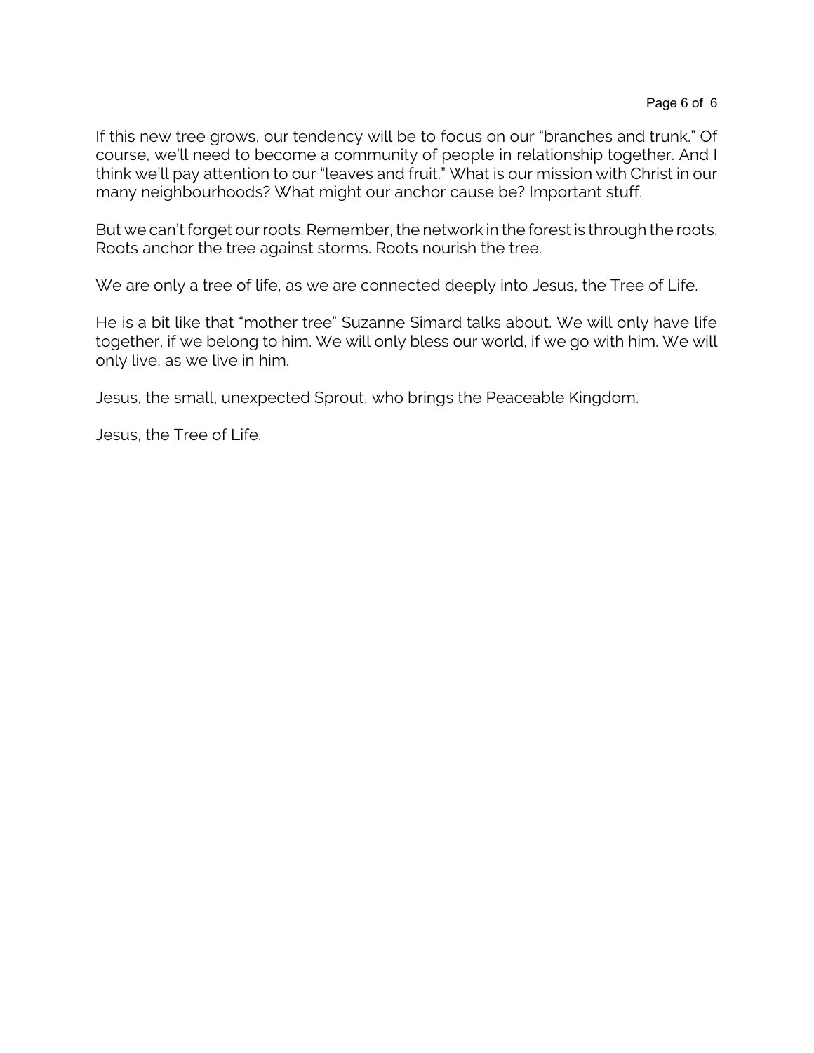If this new tree grows, our tendency will be to focus on our "branches and trunk." Of course, we'll need to become a community of people in relationship together. And I think we'll pay attention to our "leaves and fruit." What is our mission with Christ in our many neighbourhoods? What might our anchor cause be? Important stuff.

But we can't forget our roots. Remember, the network in the forest is through the roots. Roots anchor the tree against storms. Roots nourish the tree.

We are only a tree of life, as we are connected deeply into Jesus, the Tree of Life.

He is a bit like that "mother tree" Suzanne Simard talks about. We will only have life together, if we belong to him. We will only bless our world, if we go with him. We will only live, as we live in him.

Jesus, the small, unexpected Sprout, who brings the Peaceable Kingdom.

Jesus, the Tree of Life.